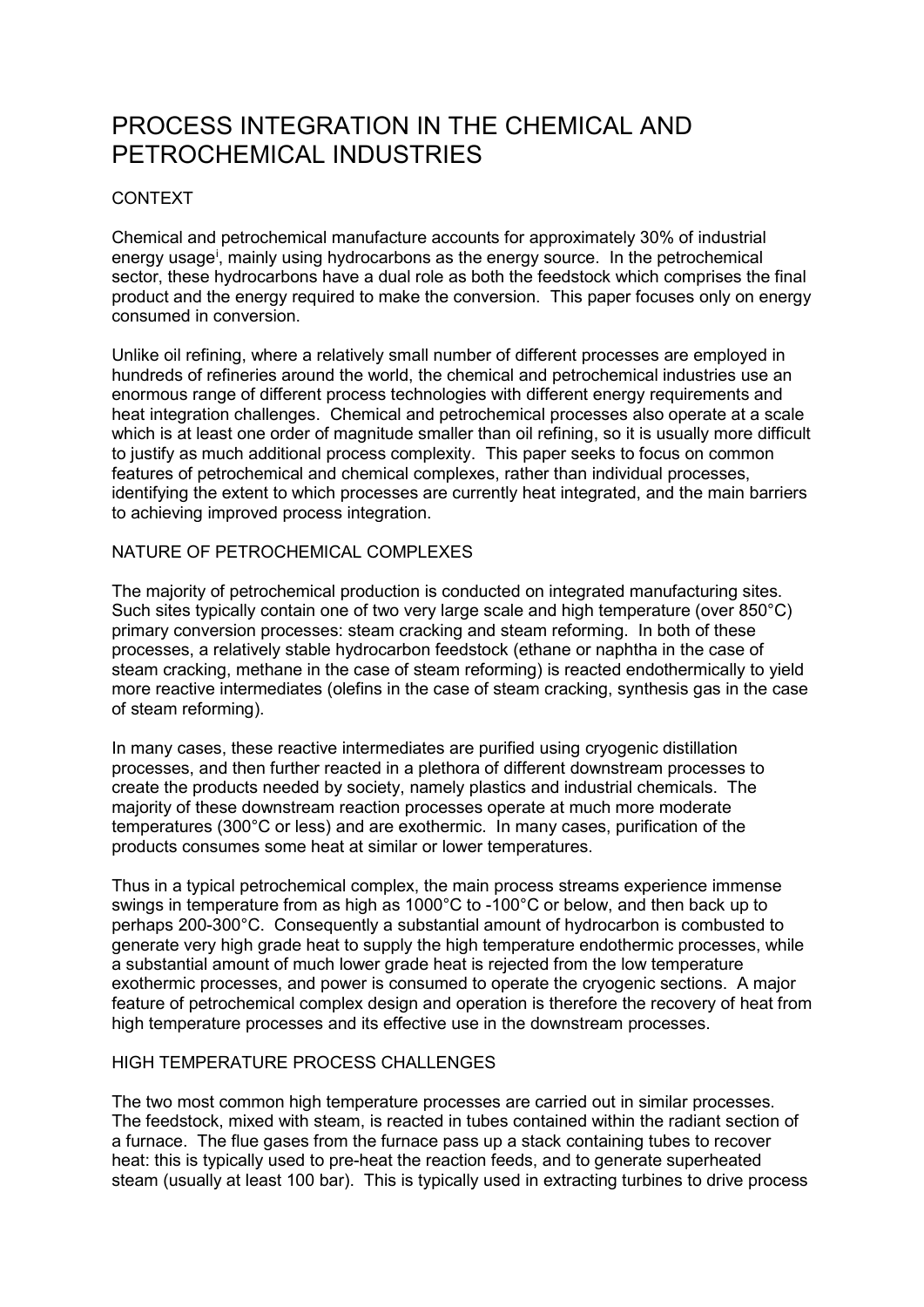# PROCESS INTEGRATION IN THE CHEMICAL AND PETROCHEMICAL INDUSTRIES

## CONTEXT

Chemical and petrochemical manufacture accounts for approximately 30% of industrial energy usage[i], mainly using hydrocarbons as the energy source. In the petrochemical sector, these hydrocarbons have a dual role as both the feedstock which comprises the final product and the energy required to make the conversion. This paper focuses only on energy consumed in conversion.

Unlike oil refining, where a relatively small number of different processes are employed in hundreds of refineries around the world, the chemical and petrochemical industries use an enormous range of different process technologies with different energy requirements and heat integration challenges. Chemical and petrochemical processes also operate at a scale which is at least one order of magnitude smaller than oil refining, so it is usually more difficult to justify as much additional process complexity. This paper seeks to focus on common features of petrochemical and chemical complexes, rather than individual processes, identifying the extent to which processes are currently heat integrated, and the main barriers to achieving improved process integration.

## NATURE OF PETROCHEMICAL COMPLEXES

The majority of petrochemical production is conducted on integrated manufacturing sites. Such sites typically contain one of two very large scale and high temperature (over 850°C) primary conversion processes: steam cracking and steam reforming. In both of these processes, a relatively stable hydrocarbon feedstock (ethane or naphtha in the case of steam cracking, methane in the case of steam reforming) is reacted endothermically to yield more reactive intermediates (olefins in the case of steam cracking, synthesis gas in the case of steam reforming).

In many cases, these reactive intermediates are purified using cryogenic distillation processes, and then further reacted in a plethora of different downstream processes to create the products needed by society, namely plastics and industrial chemicals. The majority of these downstream reaction processes operate at much more moderate temperatures (300°C or less) and are exothermic. In many cases, purification of the products consumes some heat at similar or lower temperatures.

Thus in a typical petrochemical complex, the main process streams experience immense swings in temperature from as high as 1000°C to -100°C or below, and then back up to perhaps 200-300°C. Consequently a substantial amount of hydrocarbon is combusted to generate very high grade heat to supply the high temperature endothermic processes, while a substantial amount of much lower grade heat is rejected from the low temperature exothermic processes, and power is consumed to operate the cryogenic sections. A major feature of petrochemical complex design and operation is therefore the recovery of heat from high temperature processes and its effective use in the downstream processes.

## HIGH TEMPERATURE PROCESS CHALLENGES

The two most common high temperature processes are carried out in similar processes. The feedstock, mixed with steam, is reacted in tubes contained within the radiant section of a furnace. The flue gases from the furnace pass up a stack containing tubes to recover heat: this is typically used to pre-heat the reaction feeds, and to generate superheated steam (usually at least 100 bar). This is typically used in extracting turbines to drive process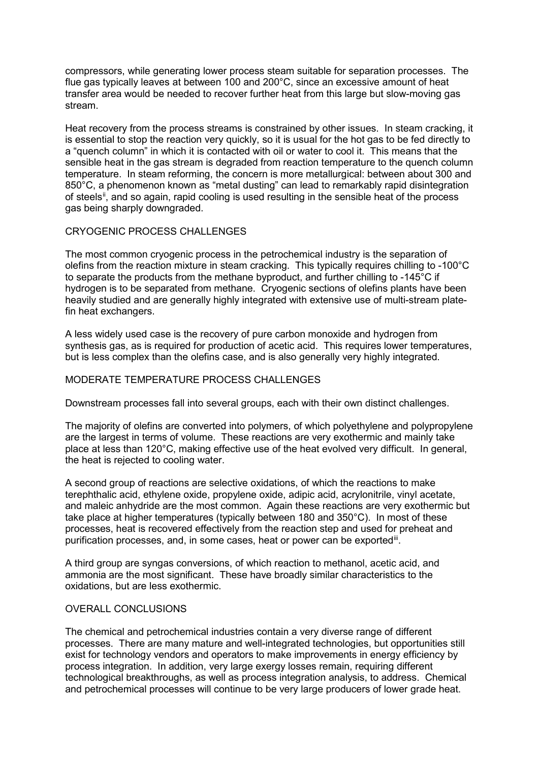compressors, while generating lower process steam suitable for separation processes. The flue gas typically leaves at between 100 and 200°C, since an excessive amount of heat transfer area would be needed to recover further heat from this large but slow-moving gas stream.

Heat recovery from the process streams is constrained by other issues. In steam cracking, it is essential to stop the reaction very quickly, so it is usual for the hot gas to be fed directly to a "quench column" in which it is contacted with oil or water to cool it. This means that the sensible heat in the gas stream is degraded from reaction temperature to the quench column temperature. In steam reforming, the concern is more metallurgical: between about 300 and 850°C, a phenomenon known as "metal dusting" can lead to remarkably rapid disintegration of steels[ii], and so again, rapid cooling is used resulting in the sensible heat of the process gas being sharply downgraded.

## CRYOGENIC PROCESS CHALLENGES

The most common cryogenic process in the petrochemical industry is the separation of olefins from the reaction mixture in steam cracking. This typically requires chilling to -100°C to separate the products from the methane byproduct, and further chilling to -145°C if hydrogen is to be separated from methane. Cryogenic sections of olefins plants have been heavily studied and are generally highly integrated with extensive use of multi-stream plate-fin heat exchangers.

A less widely used case is the recovery of pure carbon monoxide and hydrogen from synthesis gas, as is required for production of acetic acid. This requires lower temperatures, but is less complex than the olefins case, and is also generally very highly integrated.

## MODERATE TEMPERATURE PROCESS CHALLENGES

Downstream processes fall into several groups, each with their own distinct challenges.

The majority of olefins are converted into polymers, of which polyethylene and polypropylene are the largest in terms of volume. These reactions are very exothermic and mainly take place at less than 120°C, making effective use of the heat evolved very difficult. In general, the heat is rejected to cooling water.

A second group of reactions are selective oxidations, of which the reactions to make terephthalic acid, ethylene oxide, propylene oxide, adipic acid, acrylonitrile, vinyl acetate, and maleic anhydride are the most common. Again these reactions are very exothermic but take place at higher temperatures (typically between 180 and 350°C). In most of these processes, heat is recovered effectively from the reaction step and used for preheat and purification processes, and, in some cases, heat or power can be exported[iii].

A third group are syngas conversions, of which reaction to methanol, acetic acid, and ammonia are the most significant. These have broadly similar characteristics to the oxidations, but are less exothermic.

## OVERALL CONCLUSIONS

The chemical and petrochemical industries contain a very diverse range of different processes. There are many mature and well-integrated technologies, but opportunities still exist for technology vendors and operators to make improvements in energy efficiency by process integration. In addition, very large exergy losses remain, requiring different technological breakthroughs, as well as process integration analysis, to address. Chemical and petrochemical processes will continue to be very large producers of lower grade heat.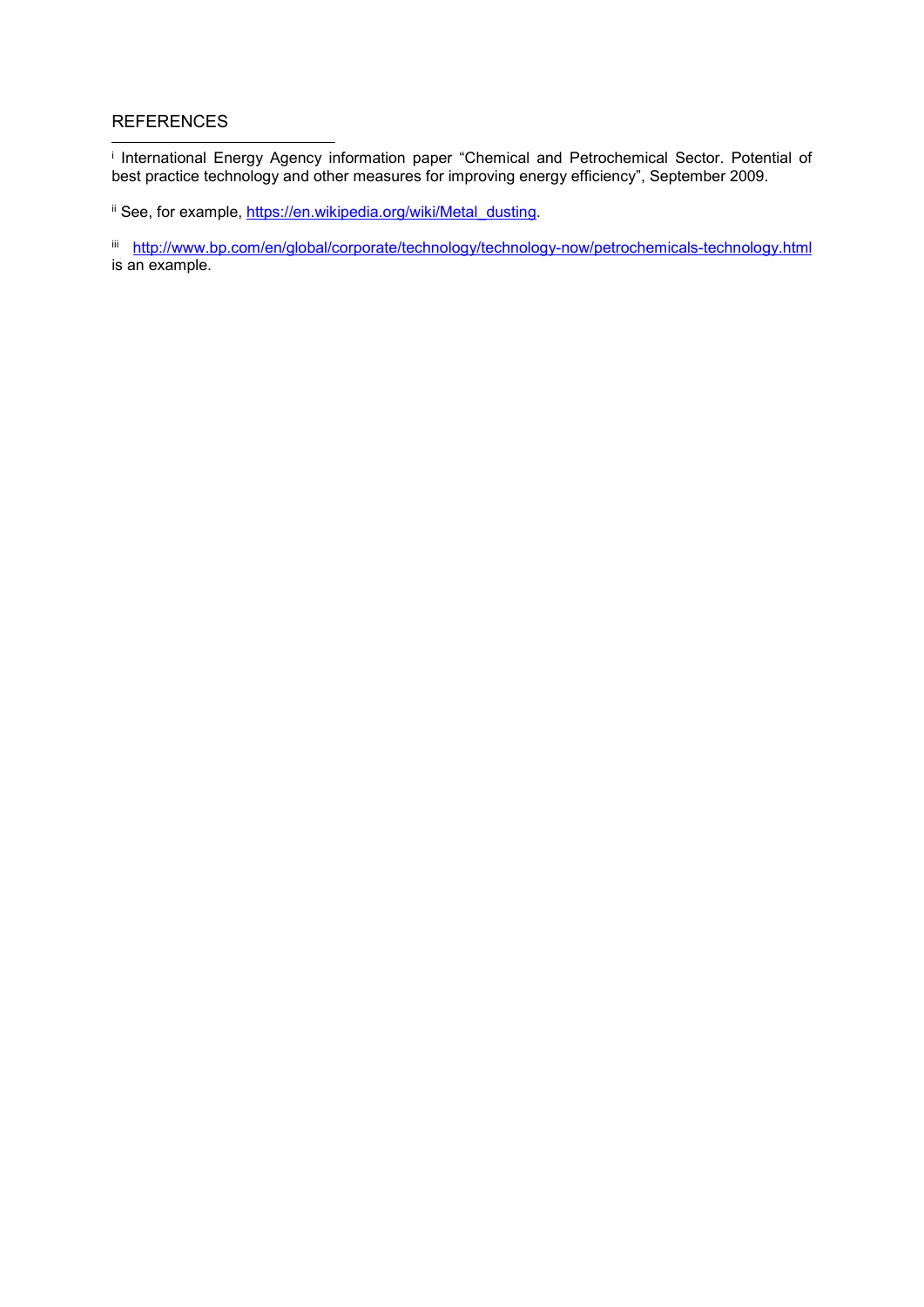REFERENCES

[i] International Energy Agency information paper "Chemical and Petrochemical Sector. Potential of best practice technology and other measures for improving energy efficiency", September 2009.

[ii] See, for example, https://en.wikipedia.org/wiki/Metal_dusting.

[iii] http://www.bp.com/en/global/corporate/technology/technology-now/petrochemicals-technology.html is an example.